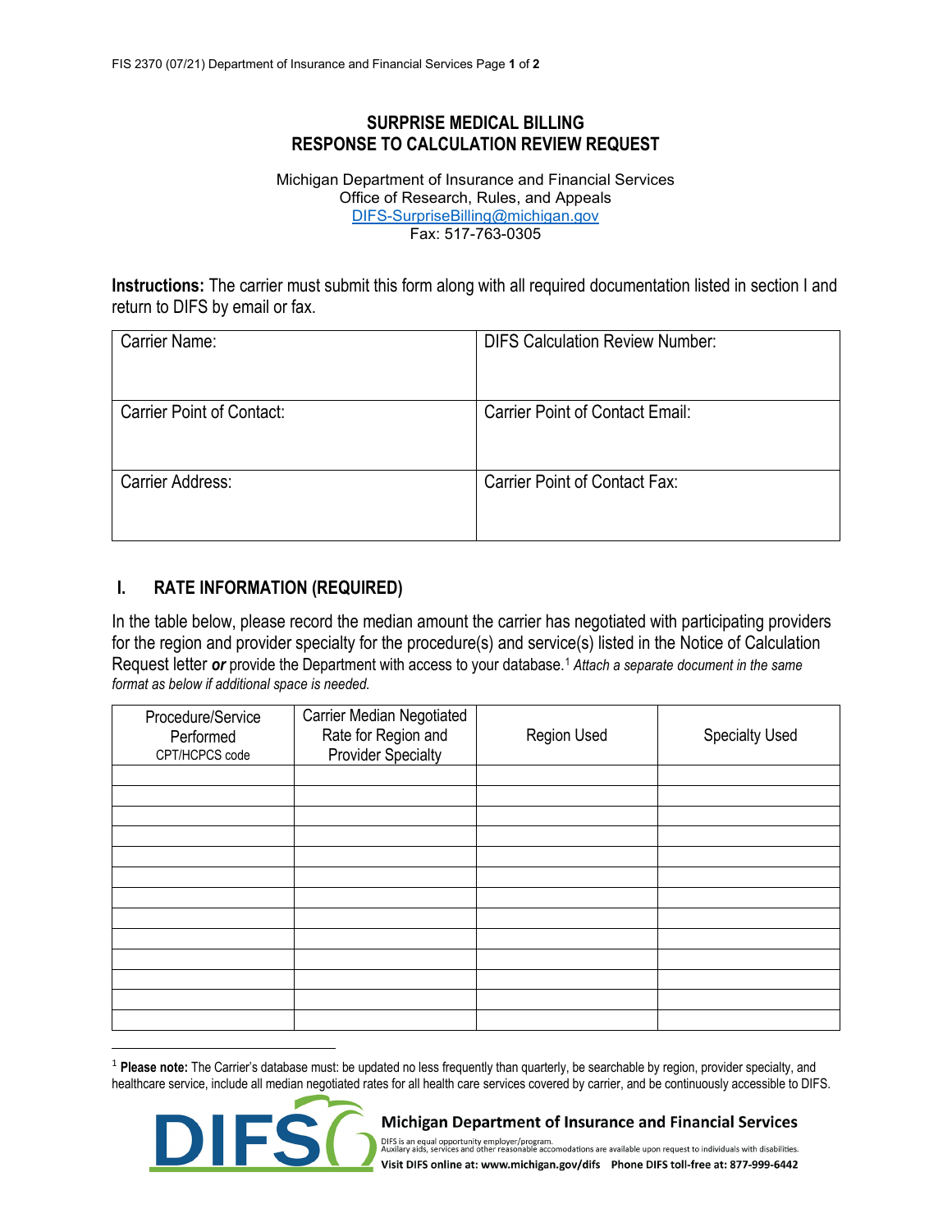# SURPRISE MEDICAL BILLING
# RESPONSE TO CALCULATION REVIEW REQUEST

Michigan Department of Insurance and Financial Services
Office of Research, Rules, and Appeals
DIFS-SurpriseBilling@michigan.gov
Fax: 517-763-0305

**Instructions:** The carrier must submit this form along with all required documentation listed in section I and return to DIFS by email or fax.

| Carrier Name: | DIFS Calculation Review Number: |
|---|---|
| Carrier Point of Contact: | Carrier Point of Contact Email: |
| Carrier Address: | Carrier Point of Contact Fax: |

## I. RATE INFORMATION (REQUIRED)

In the table below, please record the median amount the carrier has negotiated with participating providers for the region and provider specialty for the procedure(s) and service(s) listed in the Notice of Calculation Request letter ***or*** provide the Department with access to your database.[1] *Attach a separate document in the same format as below if additional space is needed.*

| Procedure/Service Performed CPT/HCPCS code | Carrier Median Negotiated Rate for Region and Provider Specialty | Region Used | Specialty Used |
|---|---|---|---|
| | | | |
| | | | |
| | | | |
| | | | |
| | | | |
| | | | |
| | | | |
| | | | |
| | | | |
| | | | |
| | | | |
| | | | |
| | | | |

[1] **Please note:** The Carrier's database must: be updated no less frequently than quarterly, be searchable by region, provider specialty, and healthcare service, include all median negotiated rates for all health care services covered by carrier, and be continuously accessible to DIFS.

**Michigan Department of Insurance and Financial Services**
DIFS is an equal opportunity employer/program.
Auxilary aids, services and other reasonable accomodations are available upon request to individuals with disabilities.
**Visit DIFS online at: www.michigan.gov/difs Phone DIFS toll-free at: 877-999-6442**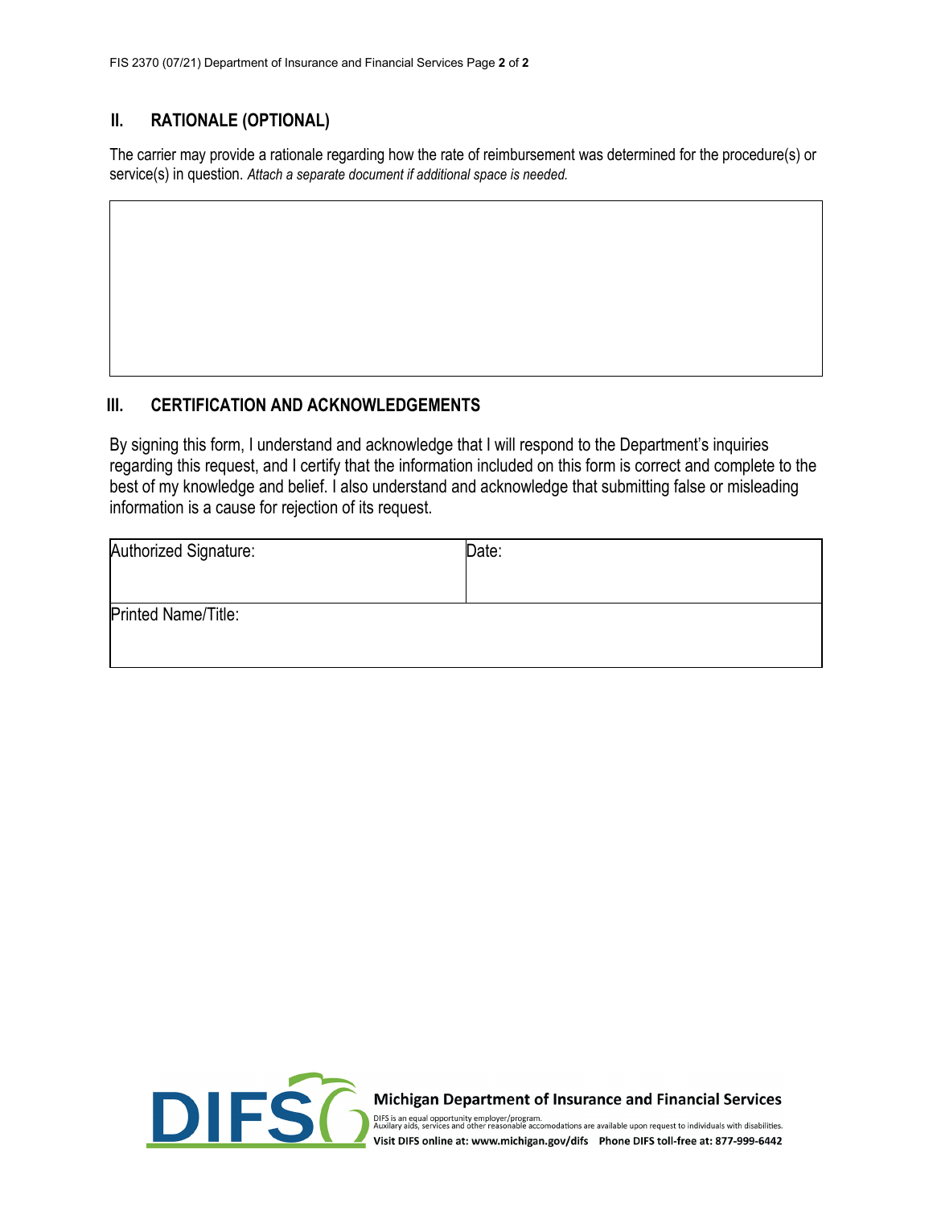## II. RATIONALE (OPTIONAL)

The carrier may provide a rationale regarding how the rate of reimbursement was determined for the procedure(s) or service(s) in question. *Attach a separate document if additional space is needed.*

| |
|---|
| |

## III. CERTIFICATION AND ACKNOWLEDGEMENTS

By signing this form, I understand and acknowledge that I will respond to the Department's inquiries regarding this request, and I certify that the information included on this form is correct and complete to the best of my knowledge and belief. I also understand and acknowledge that submitting false or misleading information is a cause for rejection of its request.

| | |
|---|---|
| Authorized Signature: | Date: |
| Printed Name/Title: | |

DIFS

**Michigan Department of Insurance and Financial Services**

DIFS is an equal opportunity employer/program.
Auxilary aids, services and other reasonable accomodations are available upon request to individuals with disabilities.

**Visit DIFS online at: www.michigan.gov/difs Phone DIFS toll-free at: 877-999-6442**